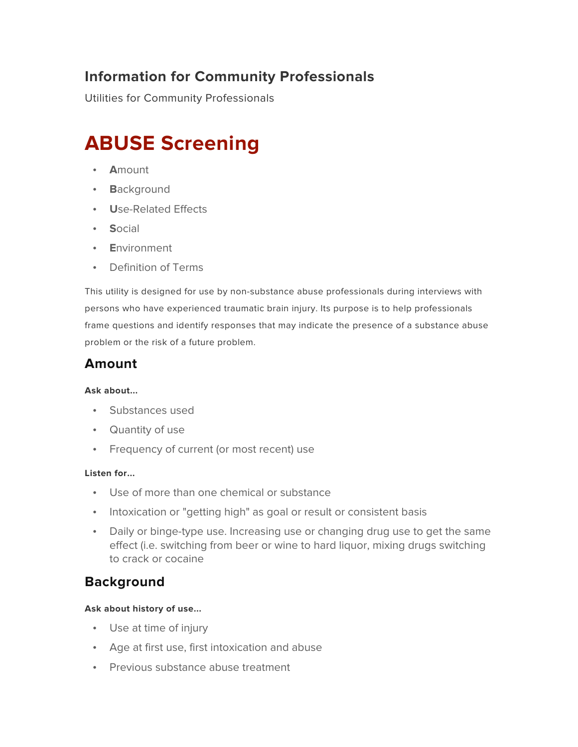## Information for Community Professionals

Utilities for Community Professionals

# ABUSE Screening

- **A**mount
- **B**ackground
- **U**se-Related Effects
- **S**ocial
- **E**nvironment
- Definition of Terms

This utility is designed for use by non-substance abuse professionals during interviews with persons who have experienced traumatic brain injury. Its purpose is to help professionals frame questions and identify responses that may indicate the presence of a substance abuse problem or the risk of a future problem.

## Amount

**Ask about...**

- Substances used
- Quantity of use
- Frequency of current (or most recent) use

**Listen for...**

- Use of more than one chemical or substance
- Intoxication or "getting high" as goal or result or consistent basis
- Daily or binge-type use. Increasing use or changing drug use to get the same effect (i.e. switching from beer or wine to hard liquor, mixing drugs switching to crack or cocaine

## Background

**Ask about history of use...**

- Use at time of injury
- Age at first use, first intoxication and abuse
- Previous substance abuse treatment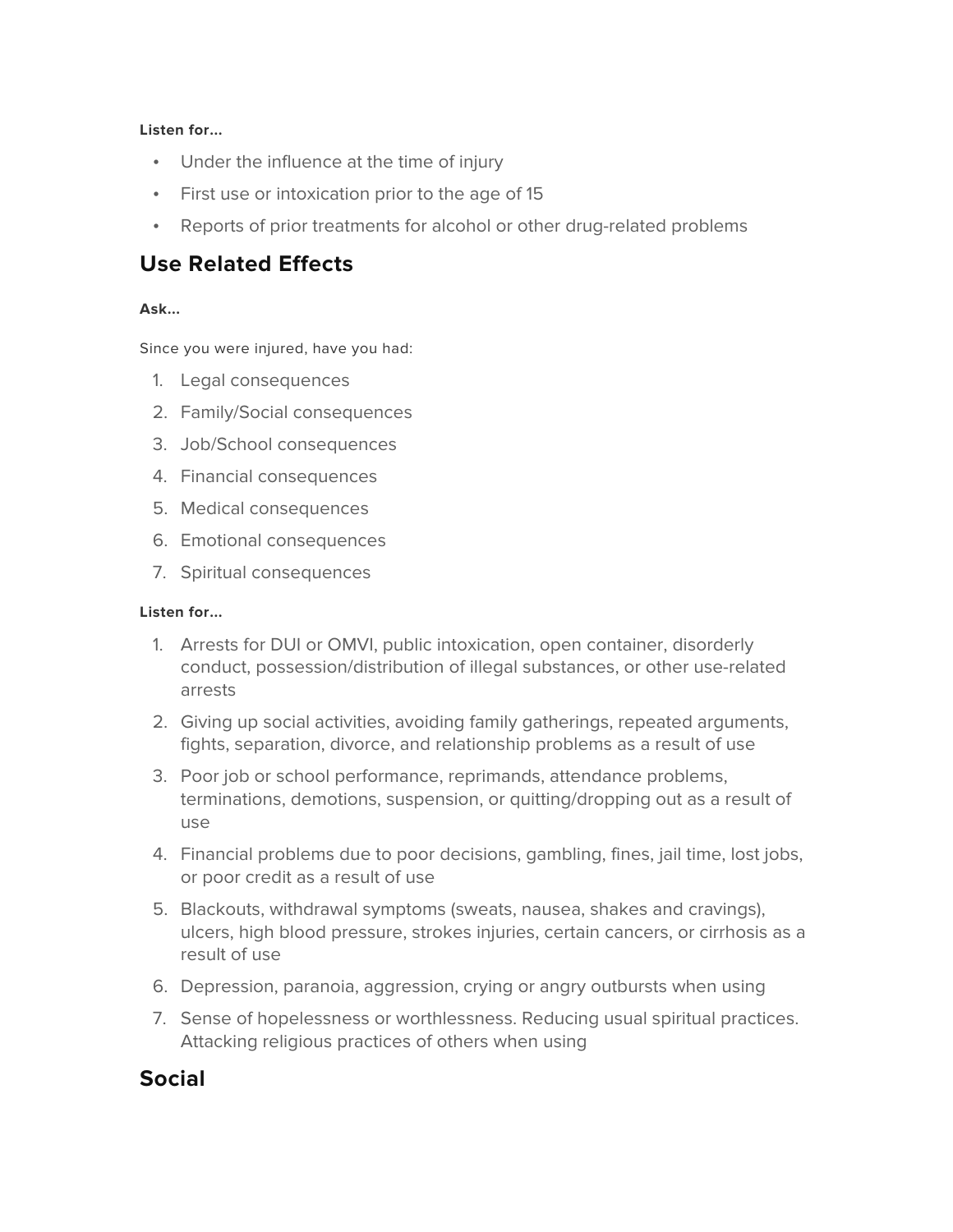**Listen for...**

- Under the influence at the time of injury
- First use or intoxication prior to the age of 15
- Reports of prior treatments for alcohol or other drug-related problems

## Use Related Effects

**Ask...**

Since you were injured, have you had:

1. Legal consequences
2. Family/Social consequences
3. Job/School consequences
4. Financial consequences
5. Medical consequences
6. Emotional consequences
7. Spiritual consequences

**Listen for...**

1. Arrests for DUI or OMVI, public intoxication, open container, disorderly conduct, possession/distribution of illegal substances, or other use-related arrests
2. Giving up social activities, avoiding family gatherings, repeated arguments, fights, separation, divorce, and relationship problems as a result of use
3. Poor job or school performance, reprimands, attendance problems, terminations, demotions, suspension, or quitting/dropping out as a result of use
4. Financial problems due to poor decisions, gambling, fines, jail time, lost jobs, or poor credit as a result of use
5. Blackouts, withdrawal symptoms (sweats, nausea, shakes and cravings), ulcers, high blood pressure, strokes injuries, certain cancers, or cirrhosis as a result of use
6. Depression, paranoia, aggression, crying or angry outbursts when using
7. Sense of hopelessness or worthlessness. Reducing usual spiritual practices. Attacking religious practices of others when using

## Social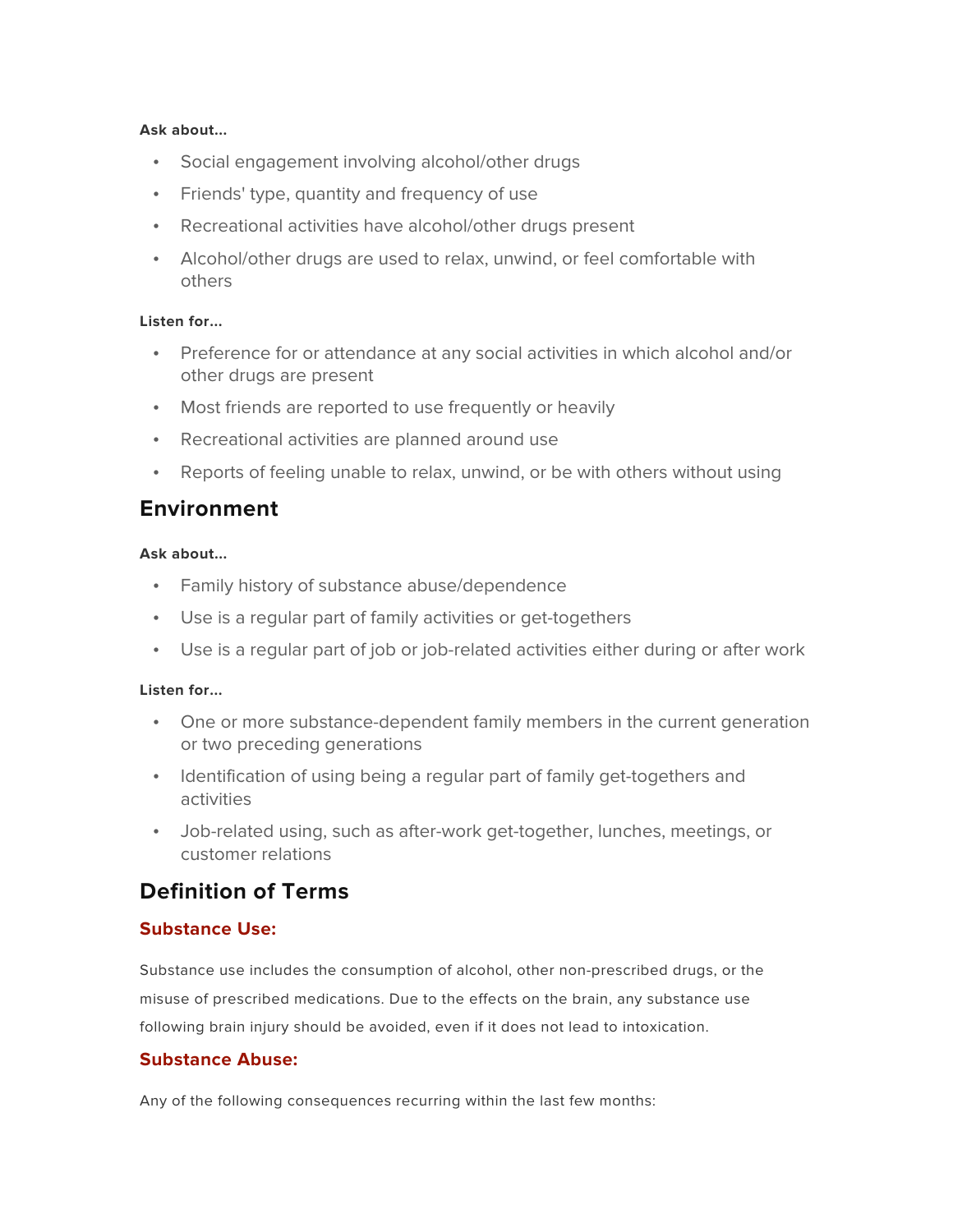**Ask about...**

- Social engagement involving alcohol/other drugs
- Friends' type, quantity and frequency of use
- Recreational activities have alcohol/other drugs present
- Alcohol/other drugs are used to relax, unwind, or feel comfortable with others

**Listen for...**

- Preference for or attendance at any social activities in which alcohol and/or other drugs are present
- Most friends are reported to use frequently or heavily
- Recreational activities are planned around use
- Reports of feeling unable to relax, unwind, or be with others without using

## Environment

**Ask about...**

- Family history of substance abuse/dependence
- Use is a regular part of family activities or get-togethers
- Use is a regular part of job or job-related activities either during or after work

**Listen for...**

- One or more substance-dependent family members in the current generation or two preceding generations
- Identification of using being a regular part of family get-togethers and activities
- Job-related using, such as after-work get-together, lunches, meetings, or customer relations

## Definition of Terms

### Substance Use:

Substance use includes the consumption of alcohol, other non-prescribed drugs, or the misuse of prescribed medications. Due to the effects on the brain, any substance use following brain injury should be avoided, even if it does not lead to intoxication.

### Substance Abuse:

Any of the following consequences recurring within the last few months: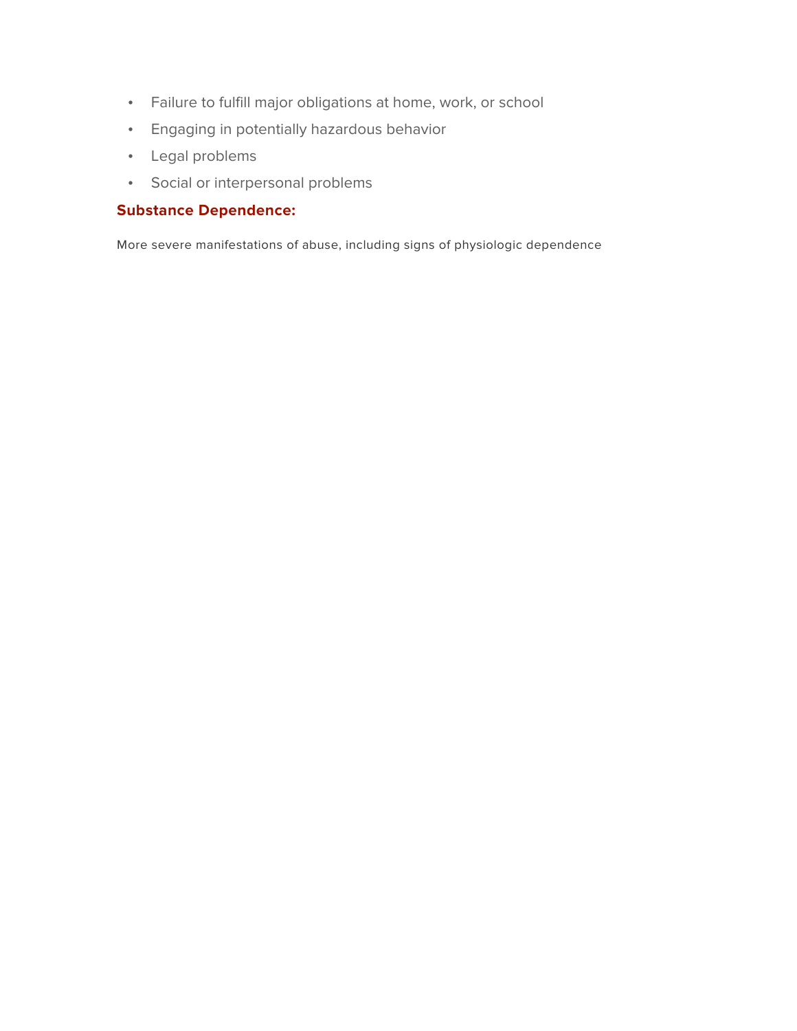- Failure to fulfill major obligations at home, work, or school
- Engaging in potentially hazardous behavior
- Legal problems
- Social or interpersonal problems

**Substance Dependence:**

More severe manifestations of abuse, including signs of physiologic dependence